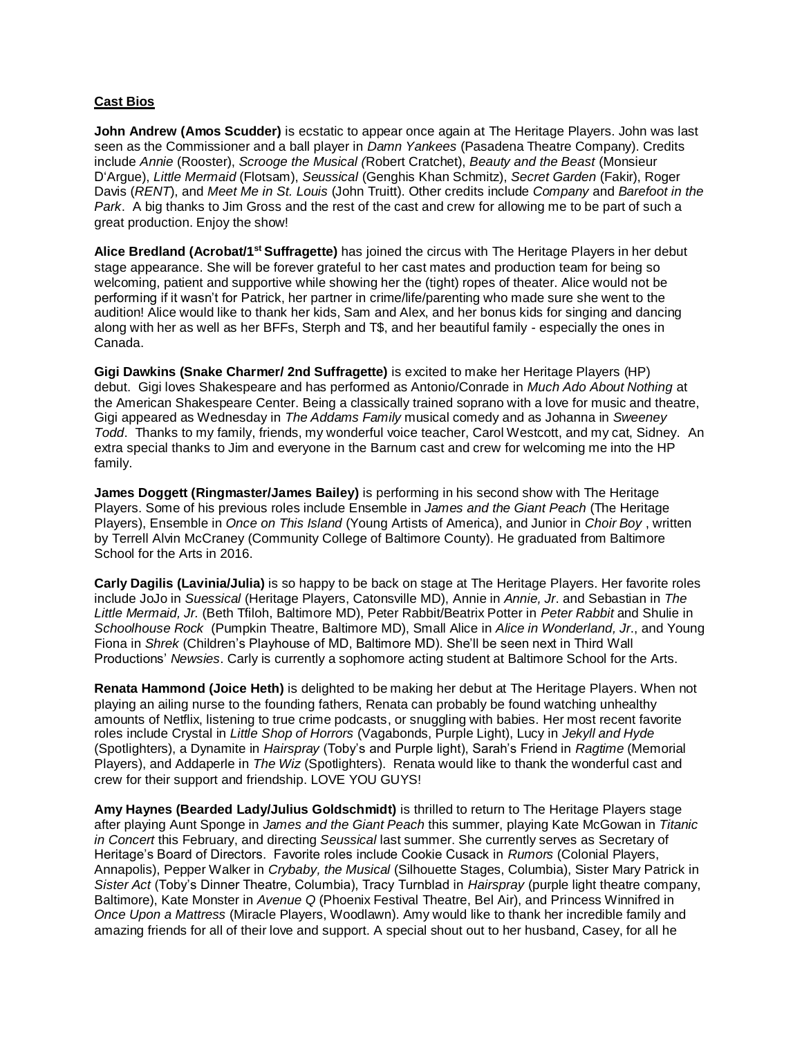**Cast Bios**

**John Andrew (Amos Scudder)** is ecstatic to appear once again at The Heritage Players. John was last seen as the Commissioner and a ball player in *Damn Yankees* (Pasadena Theatre Company). Credits include *Annie* (Rooster), *Scrooge the Musical (*Robert Cratchet), *Beauty and the Beast* (Monsieur D'Argue), *Little Mermaid* (Flotsam), *Seussical* (Genghis Khan Schmitz), *Secret Garden* (Fakir), Roger Davis (*RENT*), and *Meet Me in St. Louis* (John Truitt). Other credits include *Company* and *Barefoot in the Park*. A big thanks to Jim Gross and the rest of the cast and crew for allowing me to be part of such a great production. Enjoy the show!

**Alice Bredland (Acrobat/1st Suffragette)** has joined the circus with The Heritage Players in her debut stage appearance. She will be forever grateful to her cast mates and production team for being so welcoming, patient and supportive while showing her the (tight) ropes of theater. Alice would not be performing if it wasn't for Patrick, her partner in crime/life/parenting who made sure she went to the audition! Alice would like to thank her kids, Sam and Alex, and her bonus kids for singing and dancing along with her as well as her BFFs, Sterph and T$, and her beautiful family - especially the ones in Canada.

**Gigi Dawkins (Snake Charmer/ 2nd Suffragette)** is excited to make her Heritage Players (HP) debut. Gigi loves Shakespeare and has performed as Antonio/Conrade in *Much Ado About Nothing* at the American Shakespeare Center. Being a classically trained soprano with a love for music and theatre, Gigi appeared as Wednesday in *The Addams Family* musical comedy and as Johanna in *Sweeney Todd*. Thanks to my family, friends, my wonderful voice teacher, Carol Westcott, and my cat, Sidney. An extra special thanks to Jim and everyone in the Barnum cast and crew for welcoming me into the HP family.

**James Doggett (Ringmaster/James Bailey)** is performing in his second show with The Heritage Players. Some of his previous roles include Ensemble in *James and the Giant Peach* (The Heritage Players), Ensemble in *Once on This Island* (Young Artists of America), and Junior in *Choir Boy* , written by Terrell Alvin McCraney (Community College of Baltimore County). He graduated from Baltimore School for the Arts in 2016.

**Carly Dagilis (Lavinia/Julia)** is so happy to be back on stage at The Heritage Players. Her favorite roles include JoJo in *Suessical* (Heritage Players, Catonsville MD), Annie in *Annie, Jr*. and Sebastian in *The Little Mermaid, Jr.* (Beth Tfiloh, Baltimore MD), Peter Rabbit/Beatrix Potter in *Peter Rabbit* and Shulie in *Schoolhouse Rock* (Pumpkin Theatre, Baltimore MD), Small Alice in *Alice in Wonderland, Jr*., and Young Fiona in *Shrek* (Children's Playhouse of MD, Baltimore MD). She'll be seen next in Third Wall Productions' *Newsies*. Carly is currently a sophomore acting student at Baltimore School for the Arts.

**Renata Hammond (Joice Heth)** is delighted to be making her debut at The Heritage Players. When not playing an ailing nurse to the founding fathers, Renata can probably be found watching unhealthy amounts of Netflix, listening to true crime podcasts, or snuggling with babies. Her most recent favorite roles include Crystal in *Little Shop of Horrors* (Vagabonds, Purple Light), Lucy in *Jekyll and Hyde* (Spotlighters), a Dynamite in *Hairspray* (Toby's and Purple light), Sarah's Friend in *Ragtime* (Memorial Players), and Addaperle in *The Wiz* (Spotlighters). Renata would like to thank the wonderful cast and crew for their support and friendship. LOVE YOU GUYS!

**Amy Haynes (Bearded Lady/Julius Goldschmidt)** is thrilled to return to The Heritage Players stage after playing Aunt Sponge in *James and the Giant Peach* this summer, playing Kate McGowan in *Titanic in Concert* this February, and directing *Seussical* last summer. She currently serves as Secretary of Heritage's Board of Directors. Favorite roles include Cookie Cusack in *Rumors* (Colonial Players, Annapolis), Pepper Walker in *Crybaby, the Musical* (Silhouette Stages, Columbia), Sister Mary Patrick in *Sister Act* (Toby's Dinner Theatre, Columbia), Tracy Turnblad in *Hairspray* (purple light theatre company, Baltimore), Kate Monster in *Avenue Q* (Phoenix Festival Theatre, Bel Air), and Princess Winnifred in *Once Upon a Mattress* (Miracle Players, Woodlawn). Amy would like to thank her incredible family and amazing friends for all of their love and support. A special shout out to her husband, Casey, for all he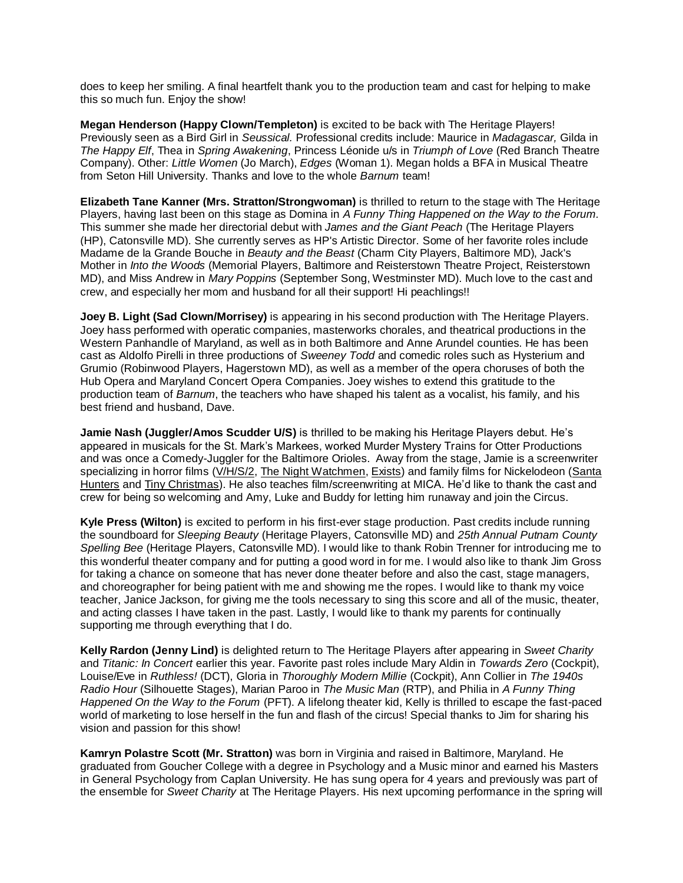does to keep her smiling. A final heartfelt thank you to the production team and cast for helping to make this so much fun. Enjoy the show!

**Megan Henderson (Happy Clown/Templeton)** is excited to be back with The Heritage Players! Previously seen as a Bird Girl in *Seussical.* Professional credits include: Maurice in *Madagascar,* Gilda in *The Happy Elf*, Thea in *Spring Awakening*, Princess Léonide u/s in *Triumph of Love* (Red Branch Theatre Company). Other: *Little Women* (Jo March), *Edges* (Woman 1). Megan holds a BFA in Musical Theatre from Seton Hill University. Thanks and love to the whole *Barnum* team!

**Elizabeth Tane Kanner (Mrs. Stratton/Strongwoman)** is thrilled to return to the stage with The Heritage Players, having last been on this stage as Domina in *A Funny Thing Happened on the Way to the Forum.* This summer she made her directorial debut with *James and the Giant Peach* (The Heritage Players (HP), Catonsville MD). She currently serves as HP's Artistic Director. Some of her favorite roles include Madame de la Grande Bouche in *Beauty and the Beast* (Charm City Players, Baltimore MD), Jack's Mother in *Into the Woods* (Memorial Players, Baltimore and Reisterstown Theatre Project, Reisterstown MD), and Miss Andrew in *Mary Poppins* (September Song, Westminster MD). Much love to the cast and crew, and especially her mom and husband for all their support! Hi peachlings!!

**Joey B. Light (Sad Clown/Morrisey)** is appearing in his second production with The Heritage Players. Joey hass performed with operatic companies, masterworks chorales, and theatrical productions in the Western Panhandle of Maryland, as well as in both Baltimore and Anne Arundel counties. He has been cast as Aldolfo Pirelli in three productions of *Sweeney Todd* and comedic roles such as Hysterium and Grumio (Robinwood Players, Hagerstown MD), as well as a member of the opera choruses of both the Hub Opera and Maryland Concert Opera Companies. Joey wishes to extend this gratitude to the production team of *Barnum*, the teachers who have shaped his talent as a vocalist, his family, and his best friend and husband, Dave.

**Jamie Nash (Juggler/Amos Scudder U/S)** is thrilled to be making his Heritage Players debut. He's appeared in musicals for the St. Mark's Markees, worked Murder Mystery Trains for Otter Productions and was once a Comedy-Juggler for the Baltimore Orioles. Away from the stage, Jamie is a screenwriter specializing in horror films (V/H/S/2, The Night Watchmen, Exists) and family films for Nickelodeon (Santa Hunters and Tiny Christmas). He also teaches film/screenwriting at MICA. He'd like to thank the cast and crew for being so welcoming and Amy, Luke and Buddy for letting him runaway and join the Circus.

**Kyle Press (Wilton)** is excited to perform in his first-ever stage production. Past credits include running the soundboard for *Sleeping Beauty* (Heritage Players, Catonsville MD) and *25th Annual Putnam County Spelling Bee* (Heritage Players, Catonsville MD). I would like to thank Robin Trenner for introducing me to this wonderful theater company and for putting a good word in for me. I would also like to thank Jim Gross for taking a chance on someone that has never done theater before and also the cast, stage managers, and choreographer for being patient with me and showing me the ropes. I would like to thank my voice teacher, Janice Jackson, for giving me the tools necessary to sing this score and all of the music, theater, and acting classes I have taken in the past. Lastly, I would like to thank my parents for continually supporting me through everything that I do.

**Kelly Rardon (Jenny Lind)** is delighted return to The Heritage Players after appearing in *Sweet Charity* and *Titanic: In Concert* earlier this year. Favorite past roles include Mary Aldin in *Towards Zero* (Cockpit), Louise/Eve in *Ruthless!* (DCT), Gloria in *Thoroughly Modern Millie* (Cockpit), Ann Collier in *The 1940s Radio Hour* (Silhouette Stages), Marian Paroo in *The Music Man* (RTP), and Philia in *A Funny Thing Happened On the Way to the Forum* (PFT). A lifelong theater kid, Kelly is thrilled to escape the fast-paced world of marketing to lose herself in the fun and flash of the circus! Special thanks to Jim for sharing his vision and passion for this show!

**Kamryn Polastre Scott (Mr. Stratton)** was born in Virginia and raised in Baltimore, Maryland. He graduated from Goucher College with a degree in Psychology and a Music minor and earned his Masters in General Psychology from Caplan University. He has sung opera for 4 years and previously was part of the ensemble for *Sweet Charity* at The Heritage Players. His next upcoming performance in the spring will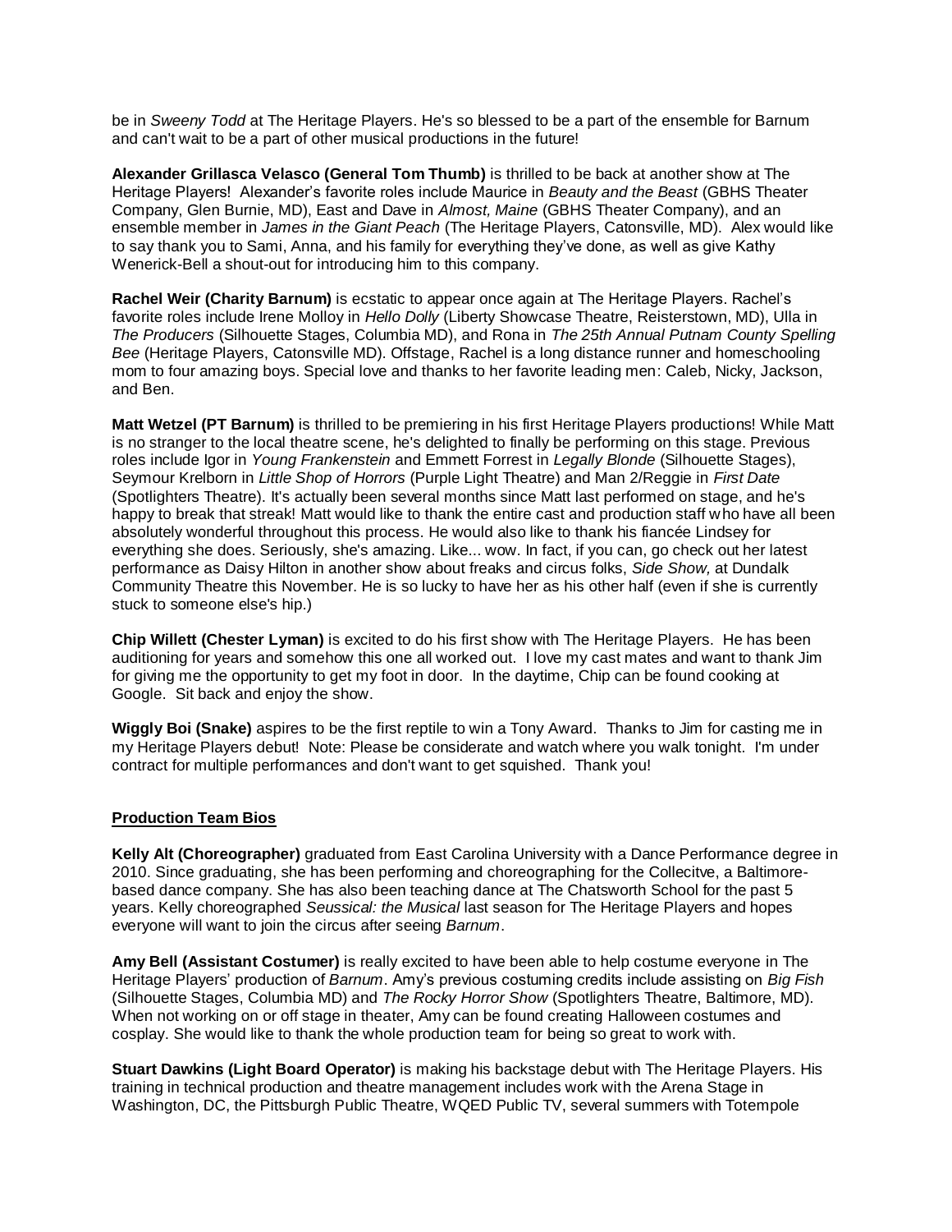be in *Sweeny Todd* at The Heritage Players. He's so blessed to be a part of the ensemble for Barnum and can't wait to be a part of other musical productions in the future!

**Alexander Grillasca Velasco (General Tom Thumb)** is thrilled to be back at another show at The Heritage Players! Alexander's favorite roles include Maurice in *Beauty and the Beast* (GBHS Theater Company, Glen Burnie, MD), East and Dave in *Almost, Maine* (GBHS Theater Company), and an ensemble member in *James in the Giant Peach* (The Heritage Players, Catonsville, MD). Alex would like to say thank you to Sami, Anna, and his family for everything they've done, as well as give Kathy Wenerick-Bell a shout-out for introducing him to this company.

**Rachel Weir (Charity Barnum)** is ecstatic to appear once again at The Heritage Players. Rachel's favorite roles include Irene Molloy in *Hello Dolly* (Liberty Showcase Theatre, Reisterstown, MD), Ulla in *The Producers* (Silhouette Stages, Columbia MD), and Rona in *The 25th Annual Putnam County Spelling Bee* (Heritage Players, Catonsville MD). Offstage, Rachel is a long distance runner and homeschooling mom to four amazing boys. Special love and thanks to her favorite leading men: Caleb, Nicky, Jackson, and Ben.

**Matt Wetzel (PT Barnum)** is thrilled to be premiering in his first Heritage Players productions! While Matt is no stranger to the local theatre scene, he's delighted to finally be performing on this stage. Previous roles include Igor in *Young Frankenstein* and Emmett Forrest in *Legally Blonde* (Silhouette Stages), Seymour Krelborn in *Little Shop of Horrors* (Purple Light Theatre) and Man 2/Reggie in *First Date* (Spotlighters Theatre). It's actually been several months since Matt last performed on stage, and he's happy to break that streak! Matt would like to thank the entire cast and production staff who have all been absolutely wonderful throughout this process. He would also like to thank his fiancée Lindsey for everything she does. Seriously, she's amazing. Like... wow. In fact, if you can, go check out her latest performance as Daisy Hilton in another show about freaks and circus folks, *Side Show,* at Dundalk Community Theatre this November. He is so lucky to have her as his other half (even if she is currently stuck to someone else's hip.)

**Chip Willett (Chester Lyman)** is excited to do his first show with The Heritage Players. He has been auditioning for years and somehow this one all worked out. I love my cast mates and want to thank Jim for giving me the opportunity to get my foot in door. In the daytime, Chip can be found cooking at Google. Sit back and enjoy the show.

**Wiggly Boi (Snake)** aspires to be the first reptile to win a Tony Award. Thanks to Jim for casting me in my Heritage Players debut! Note: Please be considerate and watch where you walk tonight. I'm under contract for multiple performances and don't want to get squished. Thank you!

## Production Team Bios

**Kelly Alt (Choreographer)** graduated from East Carolina University with a Dance Performance degree in 2010. Since graduating, she has been performing and choreographing for the Collecitve, a Baltimore-based dance company. She has also been teaching dance at The Chatsworth School for the past 5 years. Kelly choreographed *Seussical: the Musical* last season for The Heritage Players and hopes everyone will want to join the circus after seeing *Barnum*.

**Amy Bell (Assistant Costumer)** is really excited to have been able to help costume everyone in The Heritage Players' production of *Barnum*. Amy's previous costuming credits include assisting on *Big Fish* (Silhouette Stages, Columbia MD) and *The Rocky Horror Show* (Spotlighters Theatre, Baltimore, MD). When not working on or off stage in theater, Amy can be found creating Halloween costumes and cosplay. She would like to thank the whole production team for being so great to work with.

**Stuart Dawkins (Light Board Operator)** is making his backstage debut with The Heritage Players. His training in technical production and theatre management includes work with the Arena Stage in Washington, DC, the Pittsburgh Public Theatre, WQED Public TV, several summers with Totempole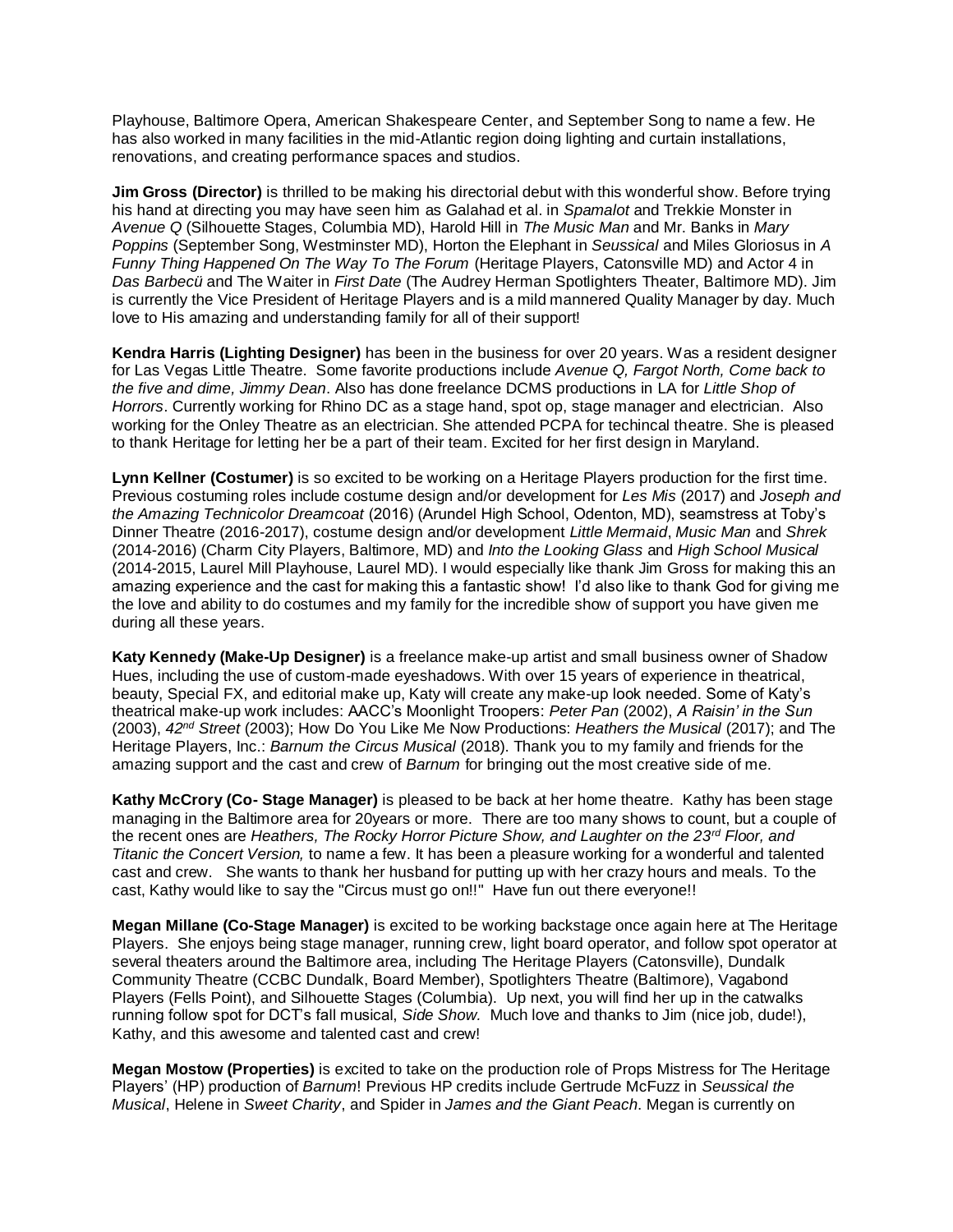Playhouse, Baltimore Opera, American Shakespeare Center, and September Song to name a few. He has also worked in many facilities in the mid-Atlantic region doing lighting and curtain installations, renovations, and creating performance spaces and studios.

**Jim Gross (Director)** is thrilled to be making his directorial debut with this wonderful show. Before trying his hand at directing you may have seen him as Galahad et al. in *Spamalot* and Trekkie Monster in *Avenue Q* (Silhouette Stages, Columbia MD), Harold Hill in *The Music Man* and Mr. Banks in *Mary Poppins* (September Song, Westminster MD), Horton the Elephant in *Seussical* and Miles Gloriosus in *A Funny Thing Happened On The Way To The Forum* (Heritage Players, Catonsville MD) and Actor 4 in *Das Barbecü* and The Waiter in *First Date* (The Audrey Herman Spotlighters Theater, Baltimore MD). Jim is currently the Vice President of Heritage Players and is a mild mannered Quality Manager by day. Much love to His amazing and understanding family for all of their support!

**Kendra Harris (Lighting Designer)** has been in the business for over 20 years. Was a resident designer for Las Vegas Little Theatre. Some favorite productions include *Avenue Q, Fargot North, Come back to the five and dime, Jimmy Dean*. Also has done freelance DCMS productions in LA for *Little Shop of Horrors*. Currently working for Rhino DC as a stage hand, spot op, stage manager and electrician. Also working for the Onley Theatre as an electrician. She attended PCPA for techincal theatre. She is pleased to thank Heritage for letting her be a part of their team. Excited for her first design in Maryland.

**Lynn Kellner (Costumer)** is so excited to be working on a Heritage Players production for the first time. Previous costuming roles include costume design and/or development for *Les Mis* (2017) and *Joseph and the Amazing Technicolor Dreamcoat* (2016) (Arundel High School, Odenton, MD), seamstress at Toby's Dinner Theatre (2016-2017), costume design and/or development *Little Mermaid*, *Music Man* and *Shrek* (2014-2016) (Charm City Players, Baltimore, MD) and *Into the Looking Glass* and *High School Musical* (2014-2015, Laurel Mill Playhouse, Laurel MD). I would especially like thank Jim Gross for making this an amazing experience and the cast for making this a fantastic show! I'd also like to thank God for giving me the love and ability to do costumes and my family for the incredible show of support you have given me during all these years.

**Katy Kennedy (Make-Up Designer)** is a freelance make-up artist and small business owner of Shadow Hues, including the use of custom-made eyeshadows. With over 15 years of experience in theatrical, beauty, Special FX, and editorial make up, Katy will create any make-up look needed. Some of Katy's theatrical make-up work includes: AACC's Moonlight Troopers: *Peter Pan* (2002), *A Raisin' in the Sun* (2003), *42nd Street* (2003); How Do You Like Me Now Productions: *Heathers the Musical* (2017); and The Heritage Players, Inc.: *Barnum the Circus Musical* (2018). Thank you to my family and friends for the amazing support and the cast and crew of *Barnum* for bringing out the most creative side of me.

**Kathy McCrory (Co- Stage Manager)** is pleased to be back at her home theatre. Kathy has been stage managing in the Baltimore area for 20years or more. There are too many shows to count, but a couple of the recent ones are *Heathers, The Rocky Horror Picture Show, and Laughter on the 23rd Floor, and Titanic the Concert Version,* to name a few. It has been a pleasure working for a wonderful and talented cast and crew. She wants to thank her husband for putting up with her crazy hours and meals. To the cast, Kathy would like to say the "Circus must go on!!" Have fun out there everyone!!

**Megan Millane (Co-Stage Manager)** is excited to be working backstage once again here at The Heritage Players. She enjoys being stage manager, running crew, light board operator, and follow spot operator at several theaters around the Baltimore area, including The Heritage Players (Catonsville), Dundalk Community Theatre (CCBC Dundalk, Board Member), Spotlighters Theatre (Baltimore), Vagabond Players (Fells Point), and Silhouette Stages (Columbia). Up next, you will find her up in the catwalks running follow spot for DCT's fall musical, *Side Show.* Much love and thanks to Jim (nice job, dude!), Kathy, and this awesome and talented cast and crew!

**Megan Mostow (Properties)** is excited to take on the production role of Props Mistress for The Heritage Players' (HP) production of *Barnum*! Previous HP credits include Gertrude McFuzz in *Seussical the Musical*, Helene in *Sweet Charity*, and Spider in *James and the Giant Peach*. Megan is currently on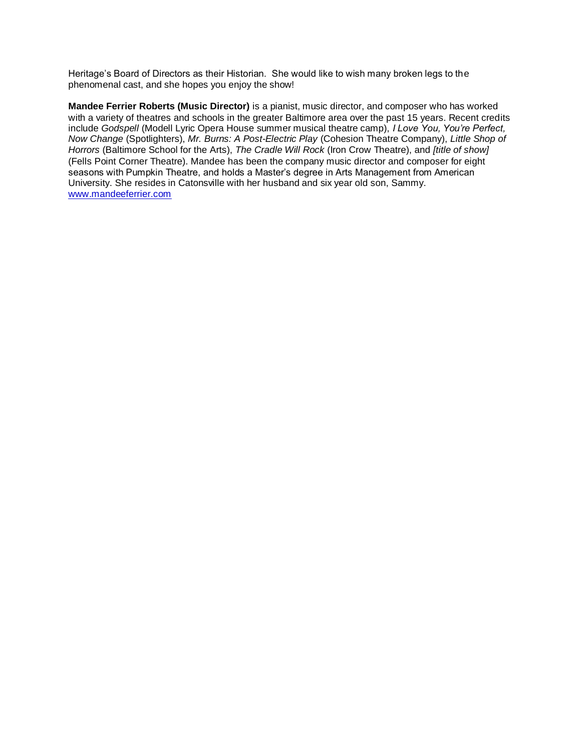Heritage's Board of Directors as their Historian. She would like to wish many broken legs to the phenomenal cast, and she hopes you enjoy the show!

**Mandee Ferrier Roberts (Music Director)** is a pianist, music director, and composer who has worked with a variety of theatres and schools in the greater Baltimore area over the past 15 years. Recent credits include *Godspell* (Modell Lyric Opera House summer musical theatre camp), *I Love You, You're Perfect, Now Change* (Spotlighters), *Mr. Burns: A Post-Electric Play* (Cohesion Theatre Company), *Little Shop of Horrors* (Baltimore School for the Arts), *The Cradle Will Rock* (Iron Crow Theatre), and *[title of show]* (Fells Point Corner Theatre). Mandee has been the company music director and composer for eight seasons with Pumpkin Theatre, and holds a Master's degree in Arts Management from American University. She resides in Catonsville with her husband and six year old son, Sammy. [www.mandeeferrier.com](http://www.mandeeferrier.com)